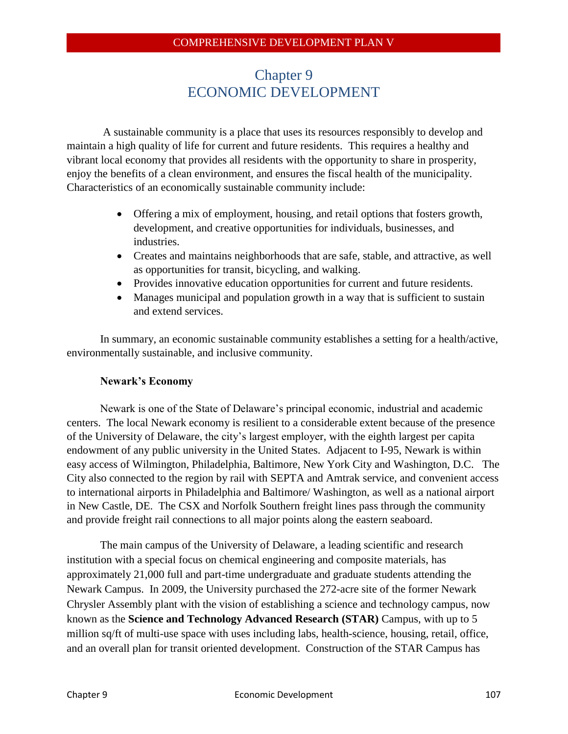# Chapter 9
# ECONOMIC DEVELOPMENT

A sustainable community is a place that uses its resources responsibly to develop and maintain a high quality of life for current and future residents. This requires a healthy and vibrant local economy that provides all residents with the opportunity to share in prosperity, enjoy the benefits of a clean environment, and ensures the fiscal health of the municipality. Characteristics of an economically sustainable community include:

- Offering a mix of employment, housing, and retail options that fosters growth, development, and creative opportunities for individuals, businesses, and industries.
- Creates and maintains neighborhoods that are safe, stable, and attractive, as well as opportunities for transit, bicycling, and walking.
- Provides innovative education opportunities for current and future residents.
- Manages municipal and population growth in a way that is sufficient to sustain and extend services.

In summary, an economic sustainable community establishes a setting for a health/active, environmentally sustainable, and inclusive community.

**Newark's Economy**

Newark is one of the State of Delaware's principal economic, industrial and academic centers. The local Newark economy is resilient to a considerable extent because of the presence of the University of Delaware, the city's largest employer, with the eighth largest per capita endowment of any public university in the United States. Adjacent to I-95, Newark is within easy access of Wilmington, Philadelphia, Baltimore, New York City and Washington, D.C. The City also connected to the region by rail with SEPTA and Amtrak service, and convenient access to international airports in Philadelphia and Baltimore/ Washington, as well as a national airport in New Castle, DE. The CSX and Norfolk Southern freight lines pass through the community and provide freight rail connections to all major points along the eastern seaboard.

The main campus of the University of Delaware, a leading scientific and research institution with a special focus on chemical engineering and composite materials, has approximately 21,000 full and part-time undergraduate and graduate students attending the Newark Campus. In 2009, the University purchased the 272-acre site of the former Newark Chrysler Assembly plant with the vision of establishing a science and technology campus, now known as the **Science and Technology Advanced Research (STAR)** Campus, with up to 5 million sq/ft of multi-use space with uses including labs, health-science, housing, retail, office, and an overall plan for transit oriented development. Construction of the STAR Campus has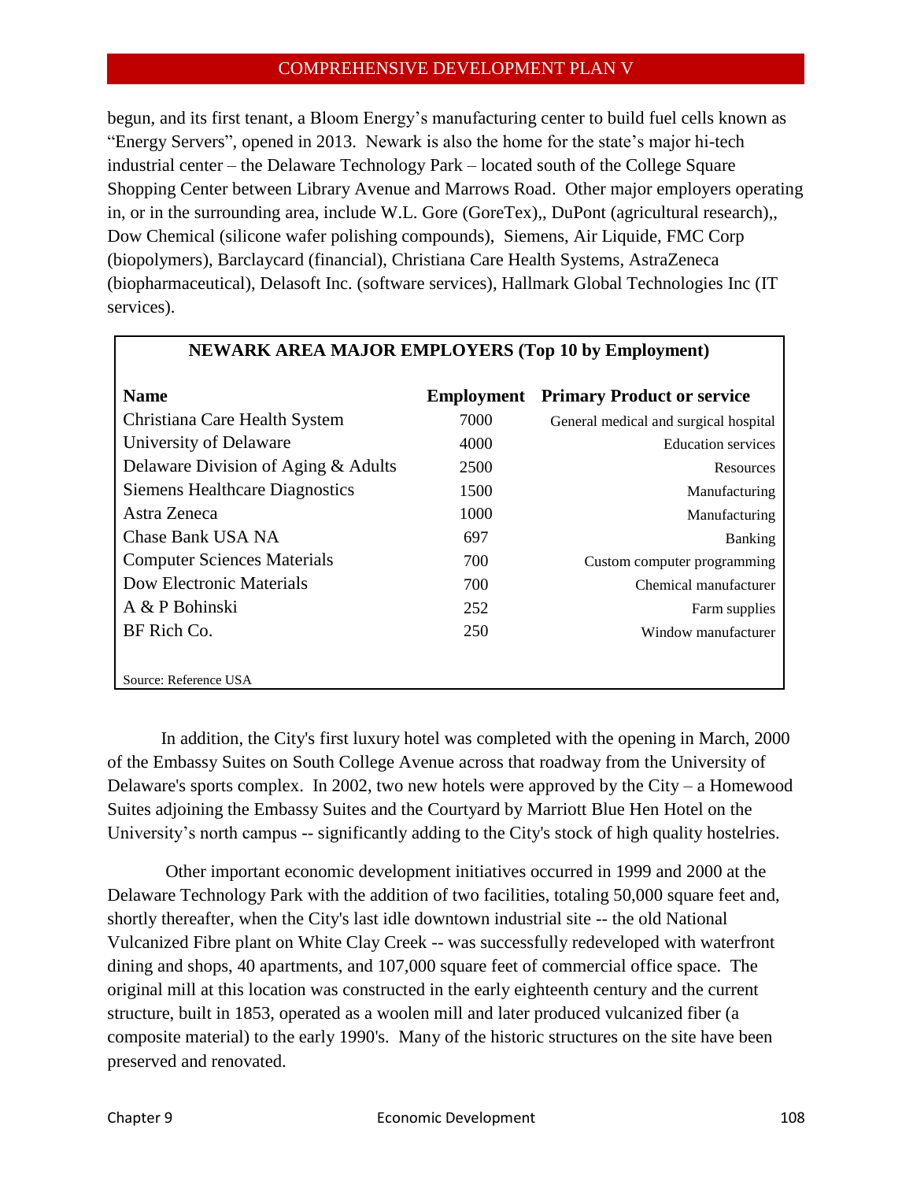begun, and its first tenant, a Bloom Energy's manufacturing center to build fuel cells known as "Energy Servers", opened in 2013. Newark is also the home for the state's major hi-tech industrial center – the Delaware Technology Park – located south of the College Square Shopping Center between Library Avenue and Marrows Road. Other major employers operating in, or in the surrounding area, include W.L. Gore (GoreTex),, DuPont (agricultural research),, Dow Chemical (silicone wafer polishing compounds), Siemens, Air Liquide, FMC Corp (biopolymers), Barclaycard (financial), Christiana Care Health Systems, AstraZeneca (biopharmaceutical), Delasoft Inc. (software services), Hallmark Global Technologies Inc (IT services).

**NEWARK AREA MAJOR EMPLOYERS (Top 10 by Employment)**

| Name | Employment | Primary Product or service |
|---|---|---|
| Christiana Care Health System | 7000 | General medical and surgical hospital |
| University of Delaware | 4000 | Education services |
| Delaware Division of Aging & Adults | 2500 | Resources |
| Siemens Healthcare Diagnostics | 1500 | Manufacturing |
| Astra Zeneca | 1000 | Manufacturing |
| Chase Bank USA NA | 697 | Banking |
| Computer Sciences Materials | 700 | Custom computer programming |
| Dow Electronic Materials | 700 | Chemical manufacturer |
| A & P Bohinski | 252 | Farm supplies |
| BF Rich Co. | 250 | Window manufacturer |

Source: Reference USA

In addition, the City's first luxury hotel was completed with the opening in March, 2000 of the Embassy Suites on South College Avenue across that roadway from the University of Delaware's sports complex. In 2002, two new hotels were approved by the City – a Homewood Suites adjoining the Embassy Suites and the Courtyard by Marriott Blue Hen Hotel on the University's north campus -- significantly adding to the City's stock of high quality hostelries.

Other important economic development initiatives occurred in 1999 and 2000 at the Delaware Technology Park with the addition of two facilities, totaling 50,000 square feet and, shortly thereafter, when the City's last idle downtown industrial site -- the old National Vulcanized Fibre plant on White Clay Creek -- was successfully redeveloped with waterfront dining and shops, 40 apartments, and 107,000 square feet of commercial office space. The original mill at this location was constructed in the early eighteenth century and the current structure, built in 1853, operated as a woolen mill and later produced vulcanized fiber (a composite material) to the early 1990's. Many of the historic structures on the site have been preserved and renovated.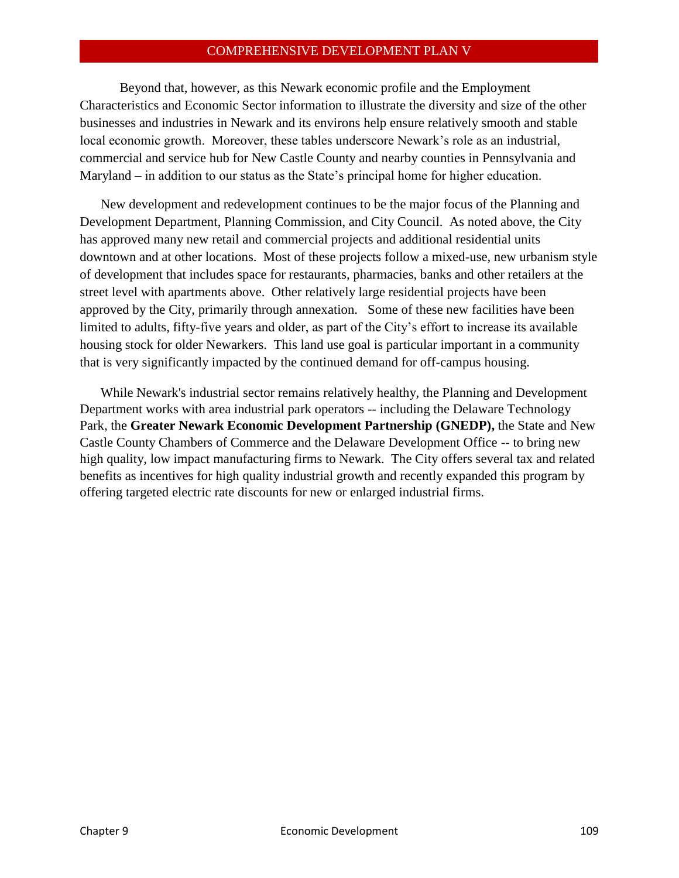Beyond that, however, as this Newark economic profile and the Employment Characteristics and Economic Sector information to illustrate the diversity and size of the other businesses and industries in Newark and its environs help ensure relatively smooth and stable local economic growth. Moreover, these tables underscore Newark's role as an industrial, commercial and service hub for New Castle County and nearby counties in Pennsylvania and Maryland – in addition to our status as the State's principal home for higher education.

New development and redevelopment continues to be the major focus of the Planning and Development Department, Planning Commission, and City Council. As noted above, the City has approved many new retail and commercial projects and additional residential units downtown and at other locations. Most of these projects follow a mixed-use, new urbanism style of development that includes space for restaurants, pharmacies, banks and other retailers at the street level with apartments above. Other relatively large residential projects have been approved by the City, primarily through annexation. Some of these new facilities have been limited to adults, fifty-five years and older, as part of the City's effort to increase its available housing stock for older Newarkers. This land use goal is particular important in a community that is very significantly impacted by the continued demand for off-campus housing.

While Newark's industrial sector remains relatively healthy, the Planning and Development Department works with area industrial park operators -- including the Delaware Technology Park, the **Greater Newark Economic Development Partnership (GNEDP),** the State and New Castle County Chambers of Commerce and the Delaware Development Office -- to bring new high quality, low impact manufacturing firms to Newark. The City offers several tax and related benefits as incentives for high quality industrial growth and recently expanded this program by offering targeted electric rate discounts for new or enlarged industrial firms.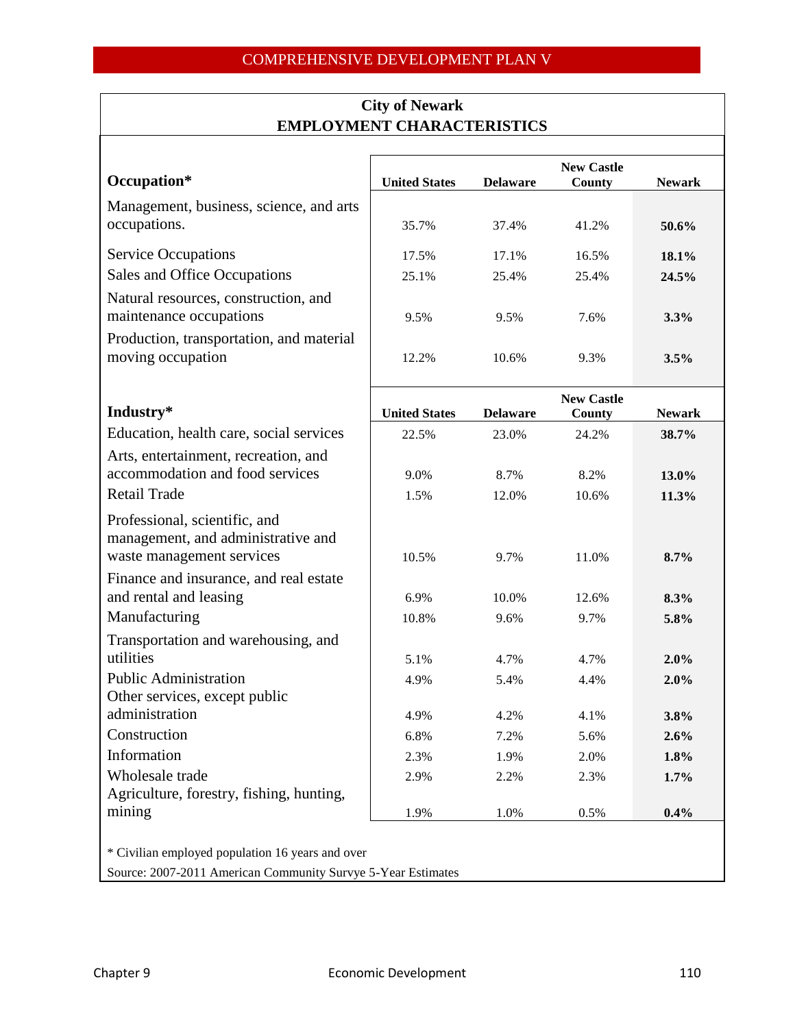## City of Newark
## EMPLOYMENT CHARACTERISTICS

| Occupation* | United States | Delaware | New Castle County | Newark |
|---|---|---|---|---|
| Management, business, science, and arts occupations. | 35.7% | 37.4% | 41.2% | **50.6%** |
| Service Occupations | 17.5% | 17.1% | 16.5% | **18.1%** |
| Sales and Office Occupations | 25.1% | 25.4% | 25.4% | **24.5%** |
| Natural resources, construction, and maintenance occupations | 9.5% | 9.5% | 7.6% | **3.3%** |
| Production, transportation, and material moving occupation | 12.2% | 10.6% | 9.3% | **3.5%** |

| Industry* | United States | Delaware | New Castle County | Newark |
|---|---|---|---|---|
| Education, health care, social services | 22.5% | 23.0% | 24.2% | **38.7%** |
| Arts, entertainment, recreation, and accommodation and food services | 9.0% | 8.7% | 8.2% | **13.0%** |
| Retail Trade | 1.5% | 12.0% | 10.6% | **11.3%** |
| Professional, scientific, and management, and administrative and waste management services | 10.5% | 9.7% | 11.0% | **8.7%** |
| Finance and insurance, and real estate and rental and leasing | 6.9% | 10.0% | 12.6% | **8.3%** |
| Manufacturing | 10.8% | 9.6% | 9.7% | **5.8%** |
| Transportation and warehousing, and utilities | 5.1% | 4.7% | 4.7% | **2.0%** |
| Public Administration | 4.9% | 5.4% | 4.4% | **2.0%** |
| Other services, except public administration | 4.9% | 4.2% | 4.1% | **3.8%** |
| Construction | 6.8% | 7.2% | 5.6% | **2.6%** |
| Information | 2.3% | 1.9% | 2.0% | **1.8%** |
| Wholesale trade | 2.9% | 2.2% | 2.3% | **1.7%** |
| Agriculture, forestry, fishing, hunting, mining | 1.9% | 1.0% | 0.5% | **0.4%** |

* Civilian employed population 16 years and over

Source: 2007-2011 American Community Survye 5-Year Estimates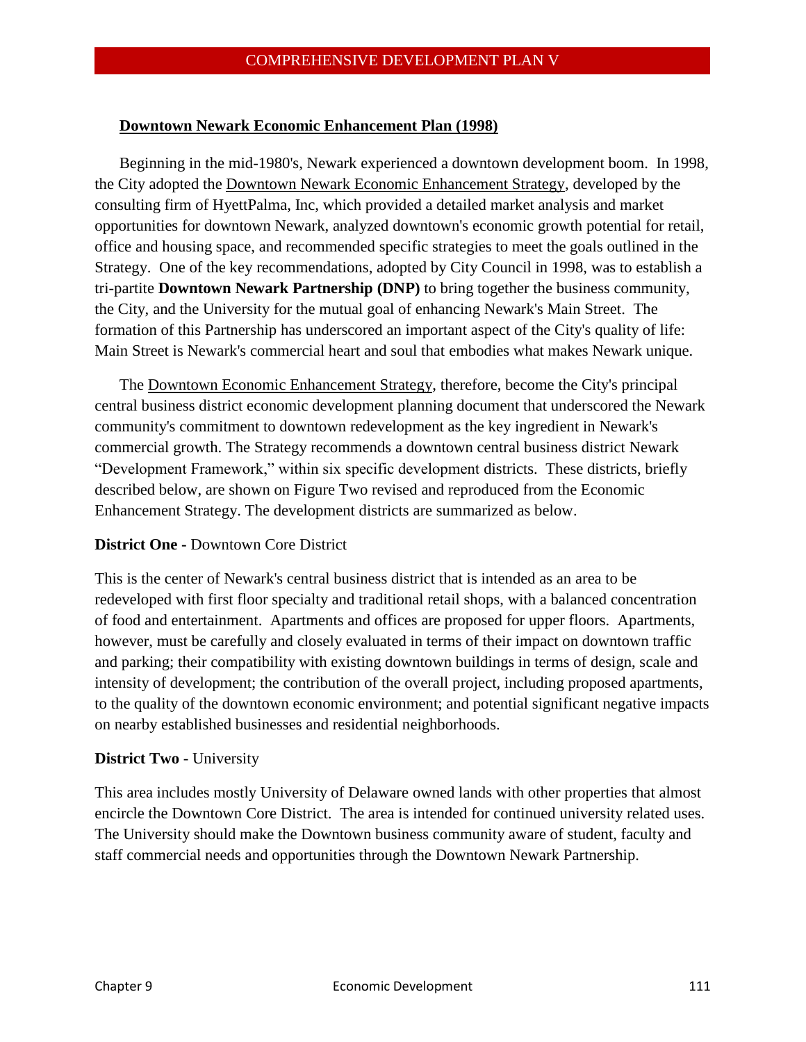## Downtown Newark Economic Enhancement Plan (1998)

Beginning in the mid-1980's, Newark experienced a downtown development boom. In 1998, the City adopted the Downtown Newark Economic Enhancement Strategy, developed by the consulting firm of HyettPalma, Inc, which provided a detailed market analysis and market opportunities for downtown Newark, analyzed downtown's economic growth potential for retail, office and housing space, and recommended specific strategies to meet the goals outlined in the Strategy. One of the key recommendations, adopted by City Council in 1998, was to establish a tri-partite **Downtown Newark Partnership (DNP)** to bring together the business community, the City, and the University for the mutual goal of enhancing Newark's Main Street. The formation of this Partnership has underscored an important aspect of the City's quality of life: Main Street is Newark's commercial heart and soul that embodies what makes Newark unique.

The Downtown Economic Enhancement Strategy, therefore, become the City's principal central business district economic development planning document that underscored the Newark community's commitment to downtown redevelopment as the key ingredient in Newark's commercial growth. The Strategy recommends a downtown central business district Newark "Development Framework," within six specific development districts. These districts, briefly described below, are shown on Figure Two revised and reproduced from the Economic Enhancement Strategy. The development districts are summarized as below.

**District One -** Downtown Core District

This is the center of Newark's central business district that is intended as an area to be redeveloped with first floor specialty and traditional retail shops, with a balanced concentration of food and entertainment. Apartments and offices are proposed for upper floors. Apartments, however, must be carefully and closely evaluated in terms of their impact on downtown traffic and parking; their compatibility with existing downtown buildings in terms of design, scale and intensity of development; the contribution of the overall project, including proposed apartments, to the quality of the downtown economic environment; and potential significant negative impacts on nearby established businesses and residential neighborhoods.

**District Two** - University

This area includes mostly University of Delaware owned lands with other properties that almost encircle the Downtown Core District. The area is intended for continued university related uses. The University should make the Downtown business community aware of student, faculty and staff commercial needs and opportunities through the Downtown Newark Partnership.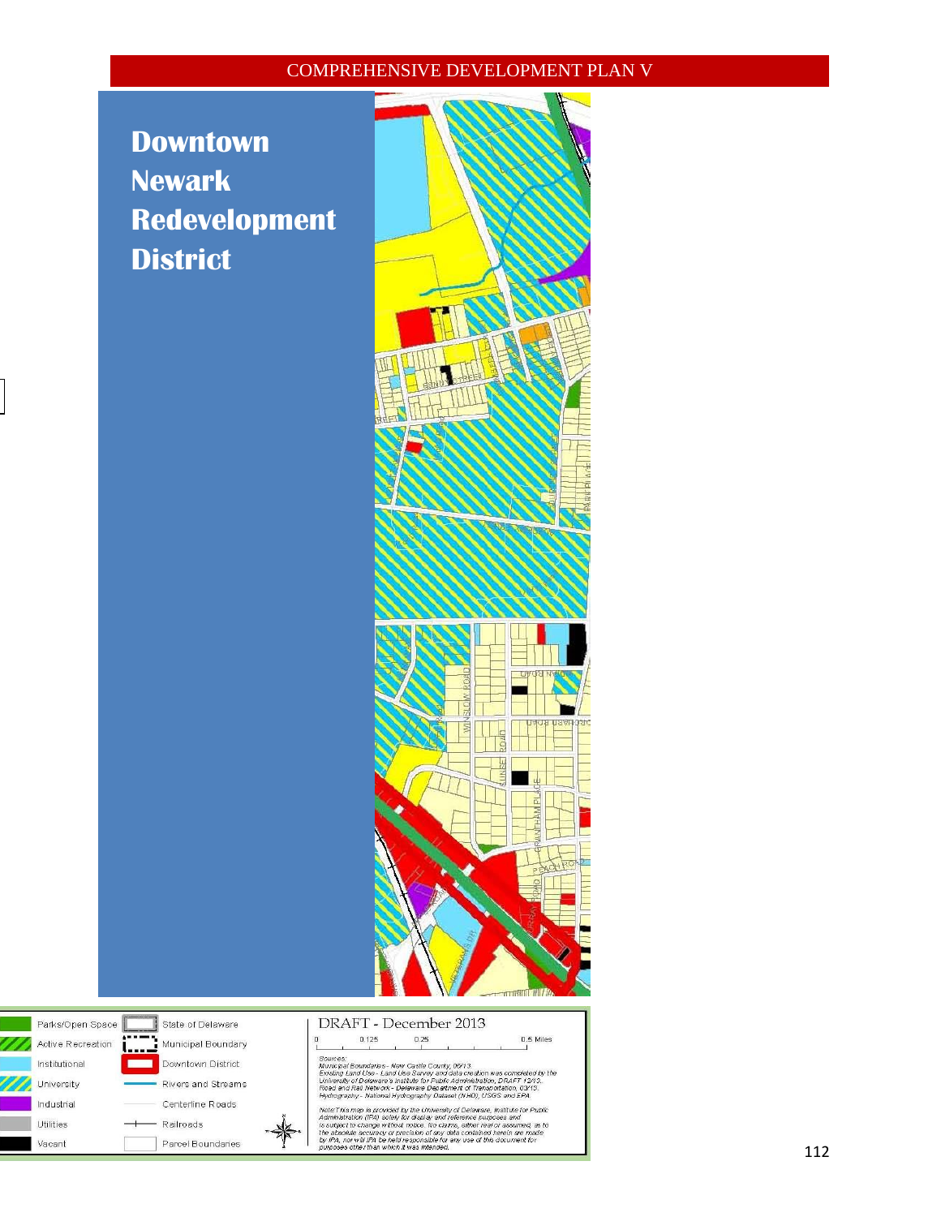# Downtown Newark Redevelopment District

| | | | |
|---|---|---|---|
| Parks/Open Space | State of Delaware | | |
| Active Recreation | Municipal Boundary | | |
| Institutional | Downtown District | | |
| University | Rivers and Streams | | |
| Industrial | Centerline Roads | | |
| Utilities | Railroads | | |
| Vacant | Parcel Boundaries | | |

DRAFT - December 2013

0 0.125 0.25 0.5 Miles

*Sources:*
*Municipal Boundaries - New Castle County, 06/13.*
*Existing Land Use - Land Use Survey and data creation was completed by the University of Delaware's Institute for Public Administration, DRAFT 12/13.*
*Road and Rail Network - Delaware Department of Transportation, 03/13.*
*Hydrography - National Hydrography Dataset (NHD), USGS and EPA.*

*Note: This map is provided by the University of Delaware, Institute for Public Administration (IPA) solely for display and reference purposes and is subject to change without notice. No claims, either real or assumed, as to the absolute accuracy or precision of any data contained herein are made by IPA, nor will IPA be held responsible for any use of this document for purposes other than which it was intended.*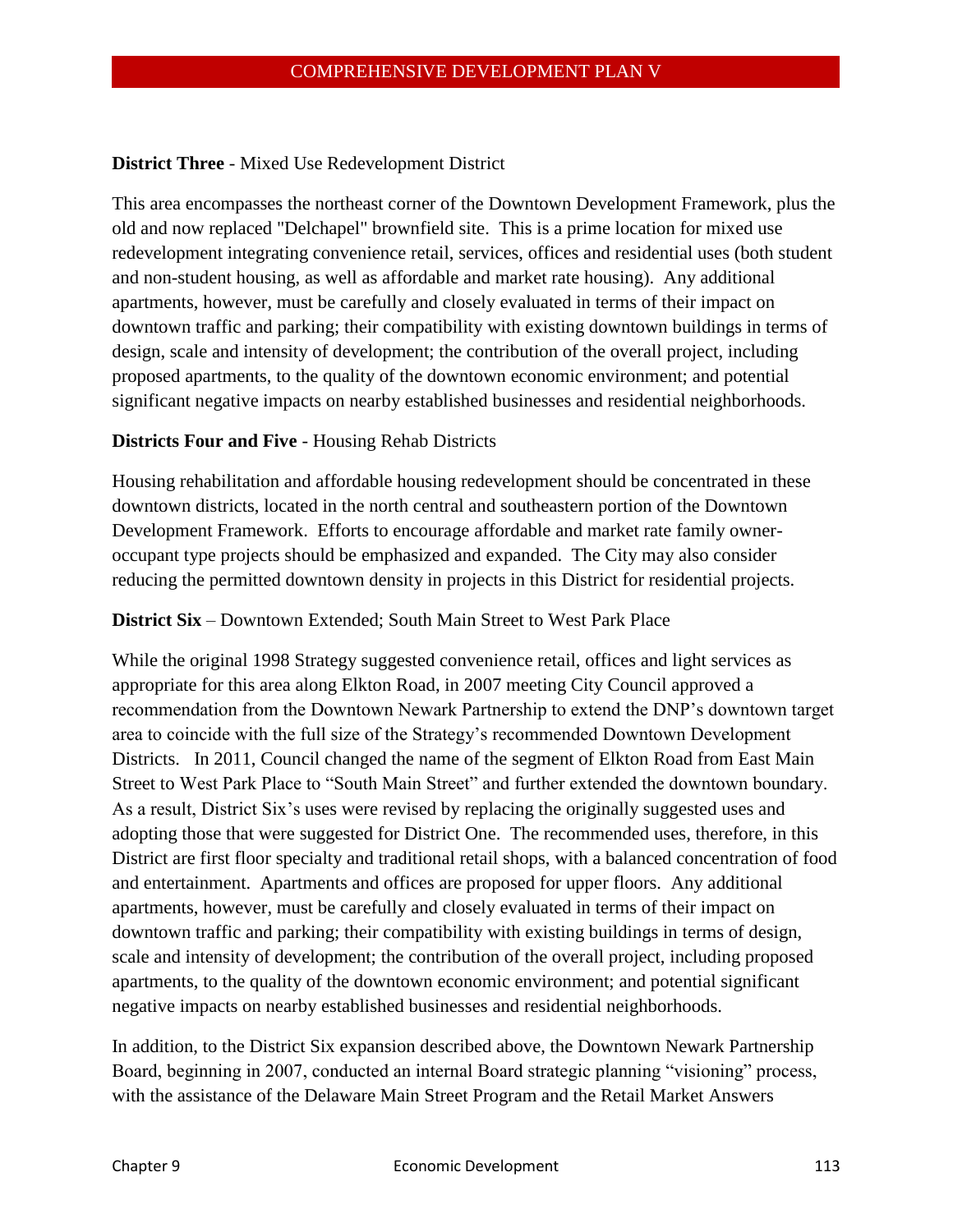**District Three** - Mixed Use Redevelopment District

This area encompasses the northeast corner of the Downtown Development Framework, plus the old and now replaced "Delchapel" brownfield site. This is a prime location for mixed use redevelopment integrating convenience retail, services, offices and residential uses (both student and non-student housing, as well as affordable and market rate housing). Any additional apartments, however, must be carefully and closely evaluated in terms of their impact on downtown traffic and parking; their compatibility with existing downtown buildings in terms of design, scale and intensity of development; the contribution of the overall project, including proposed apartments, to the quality of the downtown economic environment; and potential significant negative impacts on nearby established businesses and residential neighborhoods.

**Districts Four and Five** - Housing Rehab Districts

Housing rehabilitation and affordable housing redevelopment should be concentrated in these downtown districts, located in the north central and southeastern portion of the Downtown Development Framework. Efforts to encourage affordable and market rate family owner-occupant type projects should be emphasized and expanded. The City may also consider reducing the permitted downtown density in projects in this District for residential projects.

**District Six** – Downtown Extended; South Main Street to West Park Place

While the original 1998 Strategy suggested convenience retail, offices and light services as appropriate for this area along Elkton Road, in 2007 meeting City Council approved a recommendation from the Downtown Newark Partnership to extend the DNP's downtown target area to coincide with the full size of the Strategy's recommended Downtown Development Districts. In 2011, Council changed the name of the segment of Elkton Road from East Main Street to West Park Place to "South Main Street" and further extended the downtown boundary. As a result, District Six's uses were revised by replacing the originally suggested uses and adopting those that were suggested for District One. The recommended uses, therefore, in this District are first floor specialty and traditional retail shops, with a balanced concentration of food and entertainment. Apartments and offices are proposed for upper floors. Any additional apartments, however, must be carefully and closely evaluated in terms of their impact on downtown traffic and parking; their compatibility with existing buildings in terms of design, scale and intensity of development; the contribution of the overall project, including proposed apartments, to the quality of the downtown economic environment; and potential significant negative impacts on nearby established businesses and residential neighborhoods.

In addition, to the District Six expansion described above, the Downtown Newark Partnership Board, beginning in 2007, conducted an internal Board strategic planning "visioning" process, with the assistance of the Delaware Main Street Program and the Retail Market Answers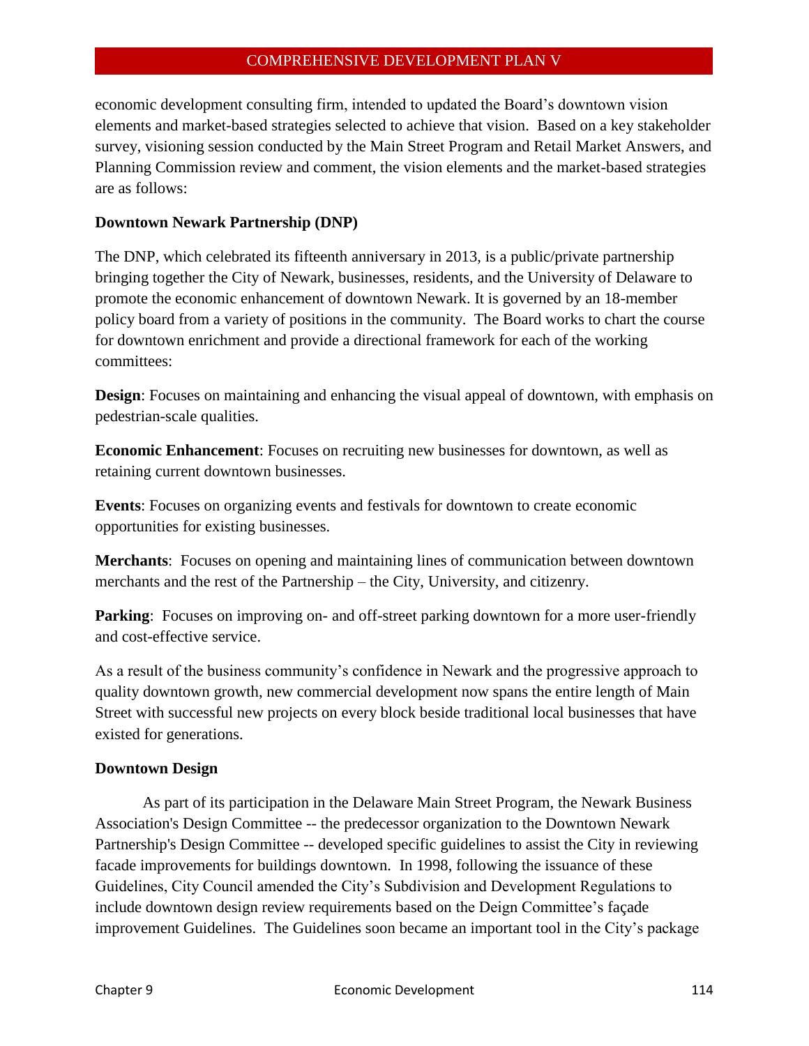economic development consulting firm, intended to updated the Board's downtown vision elements and market-based strategies selected to achieve that vision. Based on a key stakeholder survey, visioning session conducted by the Main Street Program and Retail Market Answers, and Planning Commission review and comment, the vision elements and the market-based strategies are as follows:

**Downtown Newark Partnership (DNP)**

The DNP, which celebrated its fifteenth anniversary in 2013, is a public/private partnership bringing together the City of Newark, businesses, residents, and the University of Delaware to promote the economic enhancement of downtown Newark. It is governed by an 18-member policy board from a variety of positions in the community. The Board works to chart the course for downtown enrichment and provide a directional framework for each of the working committees:

**Design**: Focuses on maintaining and enhancing the visual appeal of downtown, with emphasis on pedestrian-scale qualities.

**Economic Enhancement**: Focuses on recruiting new businesses for downtown, as well as retaining current downtown businesses.

**Events**: Focuses on organizing events and festivals for downtown to create economic opportunities for existing businesses.

**Merchants**: Focuses on opening and maintaining lines of communication between downtown merchants and the rest of the Partnership – the City, University, and citizenry.

**Parking**: Focuses on improving on- and off-street parking downtown for a more user-friendly and cost-effective service.

As a result of the business community's confidence in Newark and the progressive approach to quality downtown growth, new commercial development now spans the entire length of Main Street with successful new projects on every block beside traditional local businesses that have existed for generations.

**Downtown Design**

As part of its participation in the Delaware Main Street Program, the Newark Business Association's Design Committee -- the predecessor organization to the Downtown Newark Partnership's Design Committee -- developed specific guidelines to assist the City in reviewing facade improvements for buildings downtown. In 1998, following the issuance of these Guidelines, City Council amended the City's Subdivision and Development Regulations to include downtown design review requirements based on the Deign Committee's façade improvement Guidelines. The Guidelines soon became an important tool in the City's package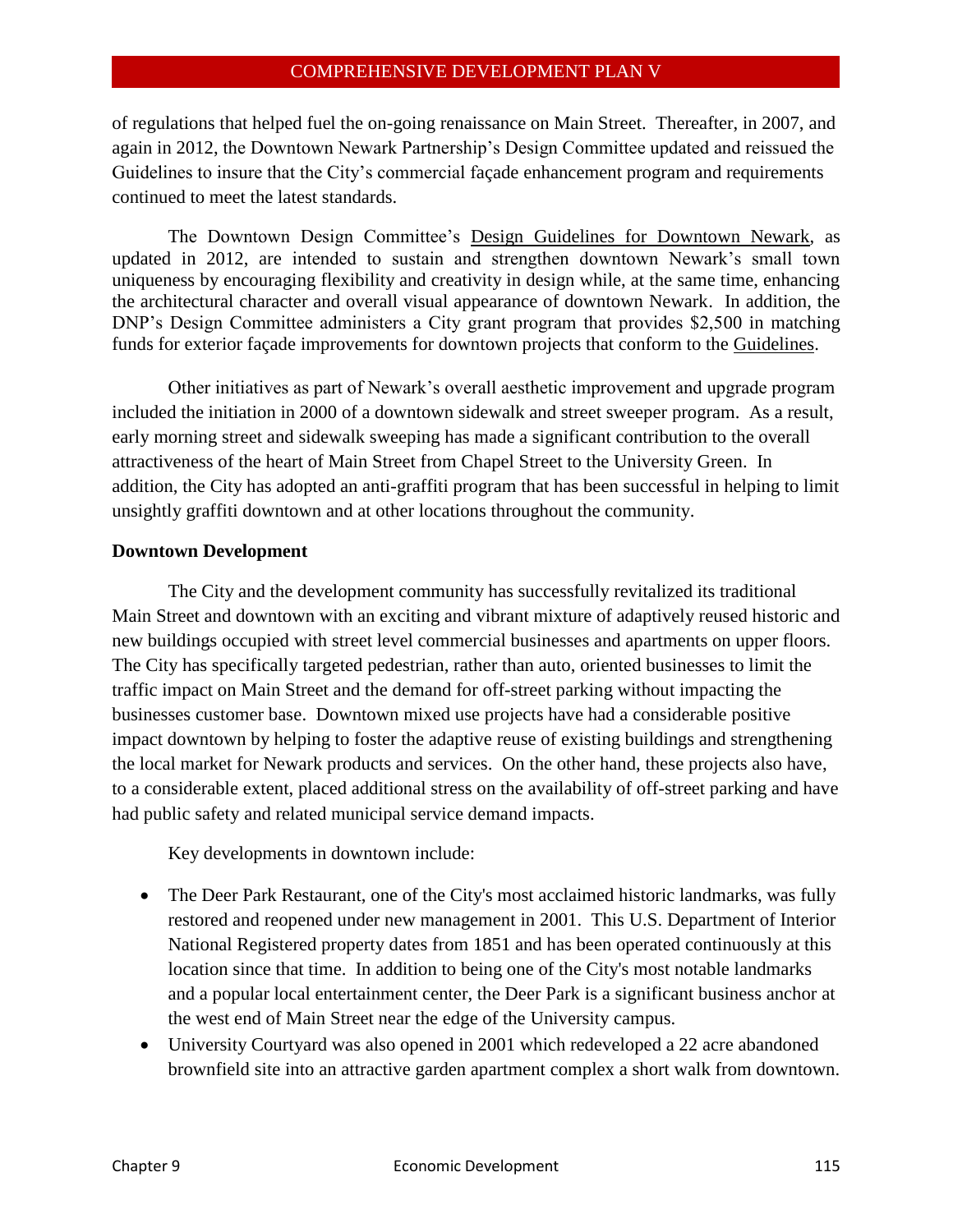of regulations that helped fuel the on-going renaissance on Main Street. Thereafter, in 2007, and again in 2012, the Downtown Newark Partnership's Design Committee updated and reissued the Guidelines to insure that the City's commercial façade enhancement program and requirements continued to meet the latest standards.

The Downtown Design Committee's Design Guidelines for Downtown Newark, as updated in 2012, are intended to sustain and strengthen downtown Newark's small town uniqueness by encouraging flexibility and creativity in design while, at the same time, enhancing the architectural character and overall visual appearance of downtown Newark. In addition, the DNP's Design Committee administers a City grant program that provides $2,500 in matching funds for exterior façade improvements for downtown projects that conform to the Guidelines.

Other initiatives as part of Newark's overall aesthetic improvement and upgrade program included the initiation in 2000 of a downtown sidewalk and street sweeper program. As a result, early morning street and sidewalk sweeping has made a significant contribution to the overall attractiveness of the heart of Main Street from Chapel Street to the University Green. In addition, the City has adopted an anti-graffiti program that has been successful in helping to limit unsightly graffiti downtown and at other locations throughout the community.

**Downtown Development**

The City and the development community has successfully revitalized its traditional Main Street and downtown with an exciting and vibrant mixture of adaptively reused historic and new buildings occupied with street level commercial businesses and apartments on upper floors. The City has specifically targeted pedestrian, rather than auto, oriented businesses to limit the traffic impact on Main Street and the demand for off-street parking without impacting the businesses customer base. Downtown mixed use projects have had a considerable positive impact downtown by helping to foster the adaptive reuse of existing buildings and strengthening the local market for Newark products and services. On the other hand, these projects also have, to a considerable extent, placed additional stress on the availability of off-street parking and have had public safety and related municipal service demand impacts.

Key developments in downtown include:

- The Deer Park Restaurant, one of the City's most acclaimed historic landmarks, was fully restored and reopened under new management in 2001. This U.S. Department of Interior National Registered property dates from 1851 and has been operated continuously at this location since that time. In addition to being one of the City's most notable landmarks and a popular local entertainment center, the Deer Park is a significant business anchor at the west end of Main Street near the edge of the University campus.
- University Courtyard was also opened in 2001 which redeveloped a 22 acre abandoned brownfield site into an attractive garden apartment complex a short walk from downtown.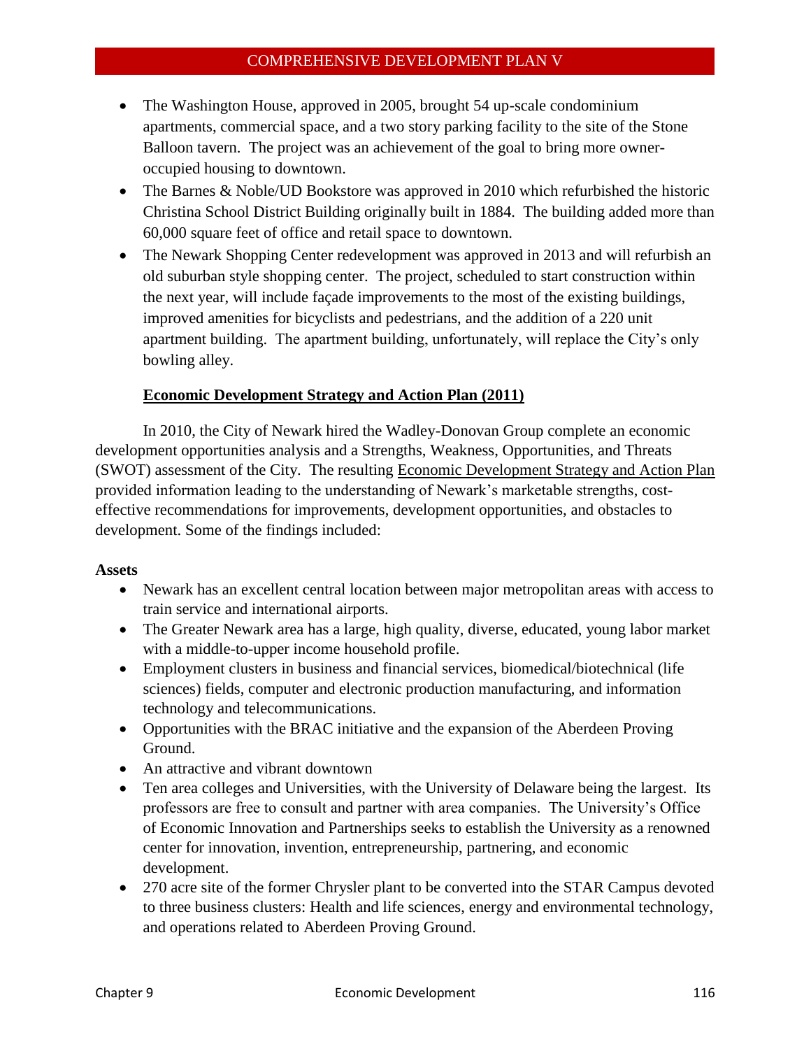- The Washington House, approved in 2005, brought 54 up-scale condominium apartments, commercial space, and a two story parking facility to the site of the Stone Balloon tavern. The project was an achievement of the goal to bring more owner-occupied housing to downtown.
- The Barnes & Noble/UD Bookstore was approved in 2010 which refurbished the historic Christina School District Building originally built in 1884. The building added more than 60,000 square feet of office and retail space to downtown.
- The Newark Shopping Center redevelopment was approved in 2013 and will refurbish an old suburban style shopping center. The project, scheduled to start construction within the next year, will include façade improvements to the most of the existing buildings, improved amenities for bicyclists and pedestrians, and the addition of a 220 unit apartment building. The apartment building, unfortunately, will replace the City's only bowling alley.

**Economic Development Strategy and Action Plan (2011)**

In 2010, the City of Newark hired the Wadley-Donovan Group complete an economic development opportunities analysis and a Strengths, Weakness, Opportunities, and Threats (SWOT) assessment of the City. The resulting Economic Development Strategy and Action Plan provided information leading to the understanding of Newark's marketable strengths, cost-effective recommendations for improvements, development opportunities, and obstacles to development. Some of the findings included:

**Assets**

- Newark has an excellent central location between major metropolitan areas with access to train service and international airports.
- The Greater Newark area has a large, high quality, diverse, educated, young labor market with a middle-to-upper income household profile.
- Employment clusters in business and financial services, biomedical/biotechnical (life sciences) fields, computer and electronic production manufacturing, and information technology and telecommunications.
- Opportunities with the BRAC initiative and the expansion of the Aberdeen Proving Ground.
- An attractive and vibrant downtown
- Ten area colleges and Universities, with the University of Delaware being the largest. Its professors are free to consult and partner with area companies. The University's Office of Economic Innovation and Partnerships seeks to establish the University as a renowned center for innovation, invention, entrepreneurship, partnering, and economic development.
- 270 acre site of the former Chrysler plant to be converted into the STAR Campus devoted to three business clusters: Health and life sciences, energy and environmental technology, and operations related to Aberdeen Proving Ground.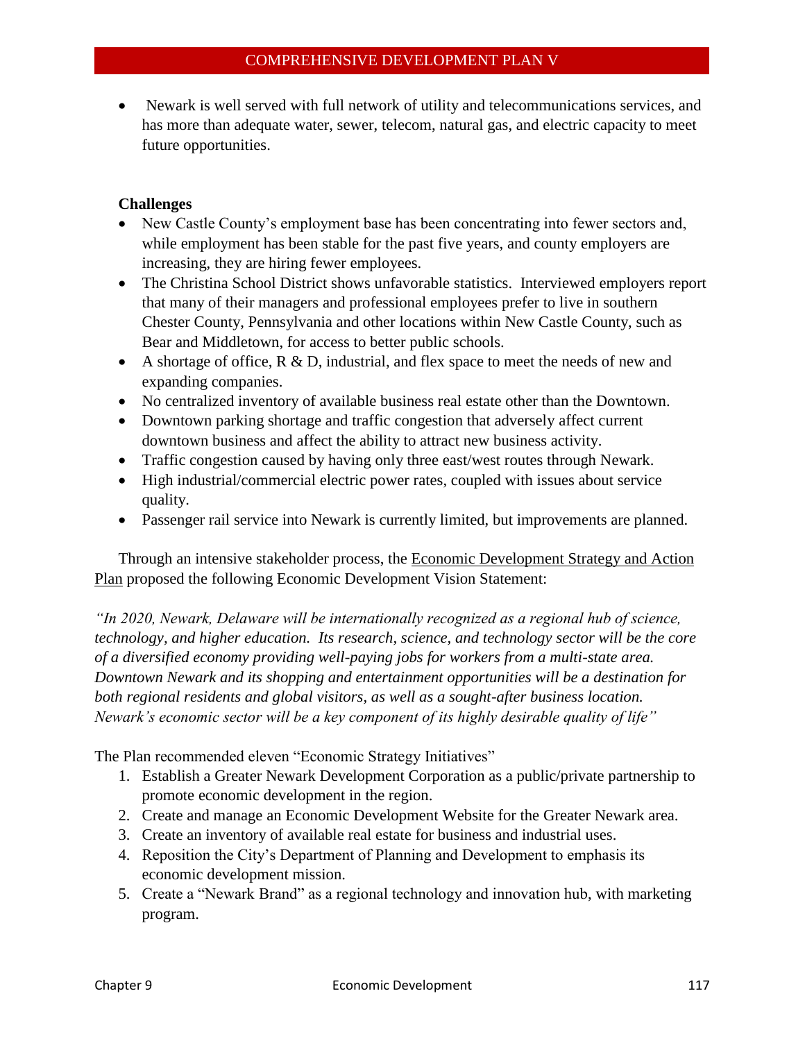- Newark is well served with full network of utility and telecommunications services, and has more than adequate water, sewer, telecom, natural gas, and electric capacity to meet future opportunities.

**Challenges**

- New Castle County's employment base has been concentrating into fewer sectors and, while employment has been stable for the past five years, and county employers are increasing, they are hiring fewer employees.
- The Christina School District shows unfavorable statistics. Interviewed employers report that many of their managers and professional employees prefer to live in southern Chester County, Pennsylvania and other locations within New Castle County, such as Bear and Middletown, for access to better public schools.
- A shortage of office, R & D, industrial, and flex space to meet the needs of new and expanding companies.
- No centralized inventory of available business real estate other than the Downtown.
- Downtown parking shortage and traffic congestion that adversely affect current downtown business and affect the ability to attract new business activity.
- Traffic congestion caused by having only three east/west routes through Newark.
- High industrial/commercial electric power rates, coupled with issues about service quality.
- Passenger rail service into Newark is currently limited, but improvements are planned.

Through an intensive stakeholder process, the Economic Development Strategy and Action Plan proposed the following Economic Development Vision Statement:

*"In 2020, Newark, Delaware will be internationally recognized as a regional hub of science, technology, and higher education. Its research, science, and technology sector will be the core of a diversified economy providing well-paying jobs for workers from a multi-state area. Downtown Newark and its shopping and entertainment opportunities will be a destination for both regional residents and global visitors, as well as a sought-after business location. Newark's economic sector will be a key component of its highly desirable quality of life"*

The Plan recommended eleven "Economic Strategy Initiatives"

1. Establish a Greater Newark Development Corporation as a public/private partnership to promote economic development in the region.
2. Create and manage an Economic Development Website for the Greater Newark area.
3. Create an inventory of available real estate for business and industrial uses.
4. Reposition the City's Department of Planning and Development to emphasis its economic development mission.
5. Create a "Newark Brand" as a regional technology and innovation hub, with marketing program.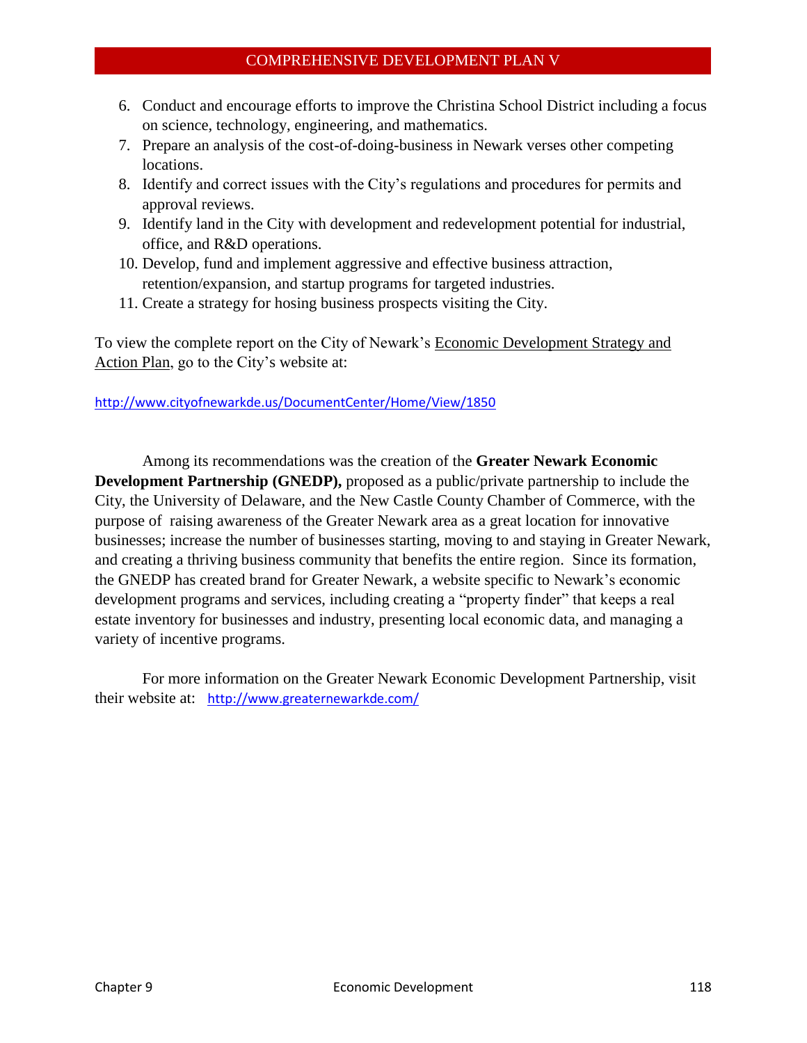6. Conduct and encourage efforts to improve the Christina School District including a focus on science, technology, engineering, and mathematics.
7. Prepare an analysis of the cost-of-doing-business in Newark verses other competing locations.
8. Identify and correct issues with the City's regulations and procedures for permits and approval reviews.
9. Identify land in the City with development and redevelopment potential for industrial, office, and R&D operations.
10. Develop, fund and implement aggressive and effective business attraction, retention/expansion, and startup programs for targeted industries.
11. Create a strategy for hosing business prospects visiting the City.

To view the complete report on the City of Newark's Economic Development Strategy and Action Plan, go to the City's website at:

http://www.cityofnewarkde.us/DocumentCenter/Home/View/1850

Among its recommendations was the creation of the **Greater Newark Economic Development Partnership (GNEDP),** proposed as a public/private partnership to include the City, the University of Delaware, and the New Castle County Chamber of Commerce, with the purpose of raising awareness of the Greater Newark area as a great location for innovative businesses; increase the number of businesses starting, moving to and staying in Greater Newark, and creating a thriving business community that benefits the entire region. Since its formation, the GNEDP has created brand for Greater Newark, a website specific to Newark's economic development programs and services, including creating a "property finder" that keeps a real estate inventory for businesses and industry, presenting local economic data, and managing a variety of incentive programs.

For more information on the Greater Newark Economic Development Partnership, visit their website at: http://www.greaternewarkde.com/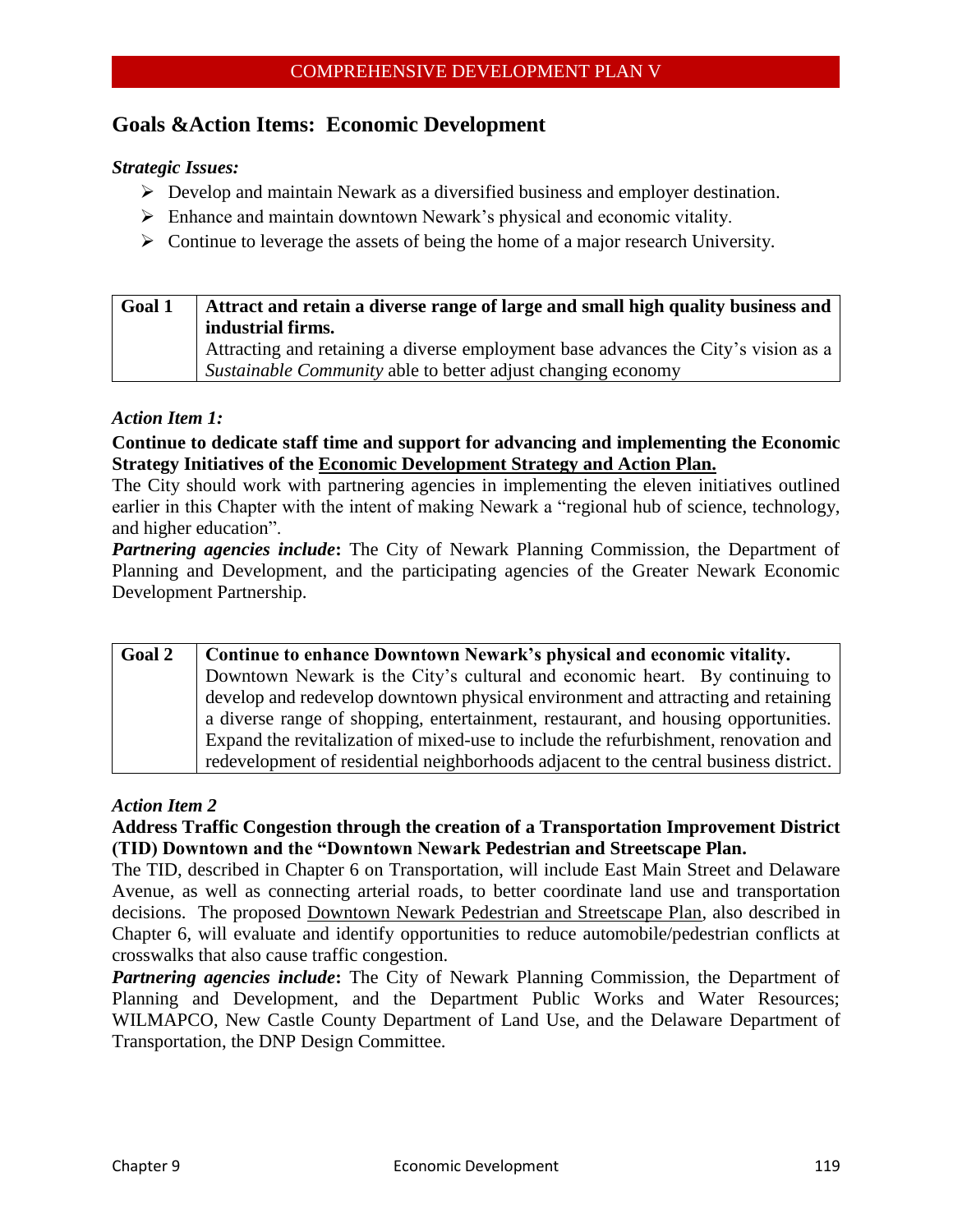## Goals &Action Items: Economic Development

***Strategic Issues:***

- Develop and maintain Newark as a diversified business and employer destination.
- Enhance and maintain downtown Newark's physical and economic vitality.
- Continue to leverage the assets of being the home of a major research University.

| **Goal 1** | **Attract and retain a diverse range of large and small high quality business and industrial firms.** Attracting and retaining a diverse employment base advances the City's vision as a *Sustainable Community* able to better adjust changing economy |
|---|---|

***Action Item 1:***

**Continue to dedicate staff time and support for advancing and implementing the Economic Strategy Initiatives of the <u>Economic Development Strategy and Action Plan.</u>**

The City should work with partnering agencies in implementing the eleven initiatives outlined earlier in this Chapter with the intent of making Newark a "regional hub of science, technology, and higher education".

***Partnering agencies include*:** The City of Newark Planning Commission, the Department of Planning and Development, and the participating agencies of the Greater Newark Economic Development Partnership.

| **Goal 2** | **Continue to enhance Downtown Newark's physical and economic vitality.** Downtown Newark is the City's cultural and economic heart. By continuing to develop and redevelop downtown physical environment and attracting and retaining a diverse range of shopping, entertainment, restaurant, and housing opportunities. Expand the revitalization of mixed-use to include the refurbishment, renovation and redevelopment of residential neighborhoods adjacent to the central business district. |
|---|---|

***Action Item 2***

**Address Traffic Congestion through the creation of a Transportation Improvement District (TID) Downtown and the "Downtown Newark Pedestrian and Streetscape Plan.**

The TID, described in Chapter 6 on Transportation, will include East Main Street and Delaware Avenue, as well as connecting arterial roads, to better coordinate land use and transportation decisions. The proposed <u>Downtown Newark Pedestrian and Streetscape Plan</u>, also described in Chapter 6, will evaluate and identify opportunities to reduce automobile/pedestrian conflicts at crosswalks that also cause traffic congestion.

***Partnering agencies include*:** The City of Newark Planning Commission, the Department of Planning and Development, and the Department Public Works and Water Resources; WILMAPCO, New Castle County Department of Land Use, and the Delaware Department of Transportation, the DNP Design Committee.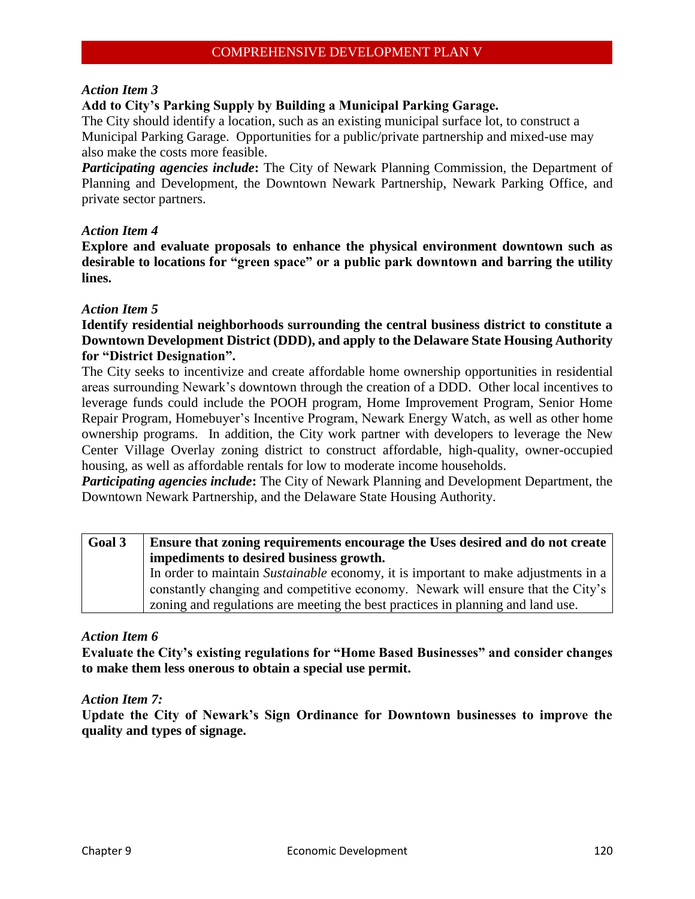*Action Item 3*

**Add to City's Parking Supply by Building a Municipal Parking Garage.**

The City should identify a location, such as an existing municipal surface lot, to construct a Municipal Parking Garage. Opportunities for a public/private partnership and mixed-use may also make the costs more feasible.

***Participating agencies include*:** The City of Newark Planning Commission, the Department of Planning and Development, the Downtown Newark Partnership, Newark Parking Office, and private sector partners.

*Action Item 4*

**Explore and evaluate proposals to enhance the physical environment downtown such as desirable to locations for "green space" or a public park downtown and barring the utility lines.**

*Action Item 5*

**Identify residential neighborhoods surrounding the central business district to constitute a Downtown Development District (DDD), and apply to the Delaware State Housing Authority for "District Designation".**

The City seeks to incentivize and create affordable home ownership opportunities in residential areas surrounding Newark's downtown through the creation of a DDD. Other local incentives to leverage funds could include the POOH program, Home Improvement Program, Senior Home Repair Program, Homebuyer's Incentive Program, Newark Energy Watch, as well as other home ownership programs. In addition, the City work partner with developers to leverage the New Center Village Overlay zoning district to construct affordable, high-quality, owner-occupied housing, as well as affordable rentals for low to moderate income households.

***Participating agencies include*:** The City of Newark Planning and Development Department, the Downtown Newark Partnership, and the Delaware State Housing Authority.

| | |
|---|---|
| **Goal 3** | **Ensure that zoning requirements encourage the Uses desired and do not create impediments to desired business growth.** In order to maintain *Sustainable* economy, it is important to make adjustments in a constantly changing and competitive economy. Newark will ensure that the City's zoning and regulations are meeting the best practices in planning and land use. |

*Action Item 6*

**Evaluate the City's existing regulations for "Home Based Businesses" and consider changes to make them less onerous to obtain a special use permit.**

*Action Item 7:*

**Update the City of Newark's Sign Ordinance for Downtown businesses to improve the quality and types of signage.**